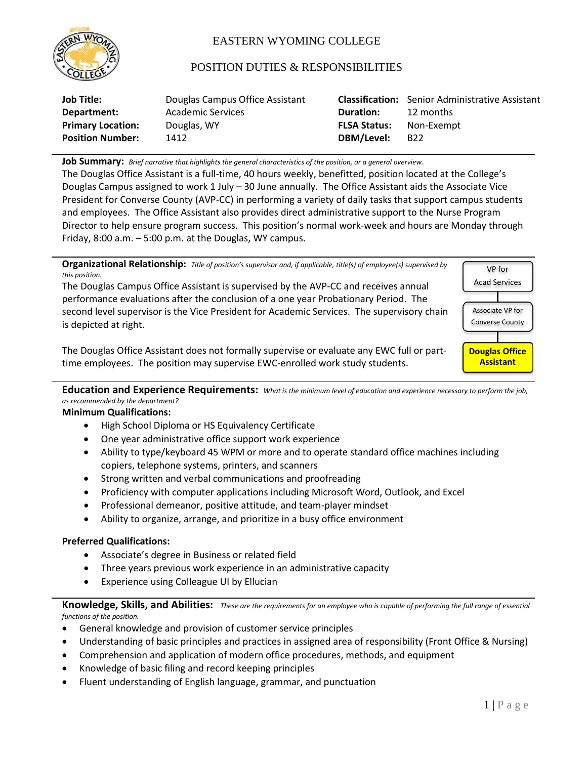# EASTERN WYOMING COLLEGE

## POSITION DUTIES & RESPONSIBILITIES

| | | | |
|---|---|---|---|
| **Job Title:** | Douglas Campus Office Assistant | **Classification:** | Senior Administrative Assistant |
| **Department:** | Academic Services | **Duration:** | 12 months |
| **Primary Location:** | Douglas, WY | **FLSA Status:** | Non-Exempt |
| **Position Number:** | 1412 | **DBM/Level:** | B22 |

**Job Summary:** *Brief narrative that highlights the general characteristics of the position, or a general overview.*

The Douglas Office Assistant is a full-time, 40 hours weekly, benefitted, position located at the College's Douglas Campus assigned to work 1 July – 30 June annually. The Office Assistant aids the Associate Vice President for Converse County (AVP-CC) in performing a variety of daily tasks that support campus students and employees. The Office Assistant also provides direct administrative support to the Nurse Program Director to help ensure program success. This position's normal work-week and hours are Monday through Friday, 8:00 a.m. – 5:00 p.m. at the Douglas, WY campus.

**Organizational Relationship:** *Title of position's supervisor and, if applicable, title(s) of employee(s) supervised by this position.*

The Douglas Campus Office Assistant is supervised by the AVP-CC and receives annual performance evaluations after the conclusion of a one year Probationary Period. The second level supervisor is the Vice President for Academic Services. The supervisory chain is depicted at right.

VP for Acad Services → Associate VP for Converse County → **Douglas Office Assistant**

The Douglas Office Assistant does not formally supervise or evaluate any EWC full or part-time employees. The position may supervise EWC-enrolled work study students.

**Education and Experience Requirements:** *What is the minimum level of education and experience necessary to perform the job, as recommended by the department?*

**Minimum Qualifications:**

- High School Diploma or HS Equivalency Certificate
- One year administrative office support work experience
- Ability to type/keyboard 45 WPM or more and to operate standard office machines including copiers, telephone systems, printers, and scanners
- Strong written and verbal communications and proofreading
- Proficiency with computer applications including Microsoft Word, Outlook, and Excel
- Professional demeanor, positive attitude, and team-player mindset
- Ability to organize, arrange, and prioritize in a busy office environment

**Preferred Qualifications:**

- Associate's degree in Business or related field
- Three years previous work experience in an administrative capacity
- Experience using Colleague UI by Ellucian

**Knowledge, Skills, and Abilities:** *These are the requirements for an employee who is capable of performing the full range of essential functions of the position.*

- General knowledge and provision of customer service principles
- Understanding of basic principles and practices in assigned area of responsibility (Front Office & Nursing)
- Comprehension and application of modern office procedures, methods, and equipment
- Knowledge of basic filing and record keeping principles
- Fluent understanding of English language, grammar, and punctuation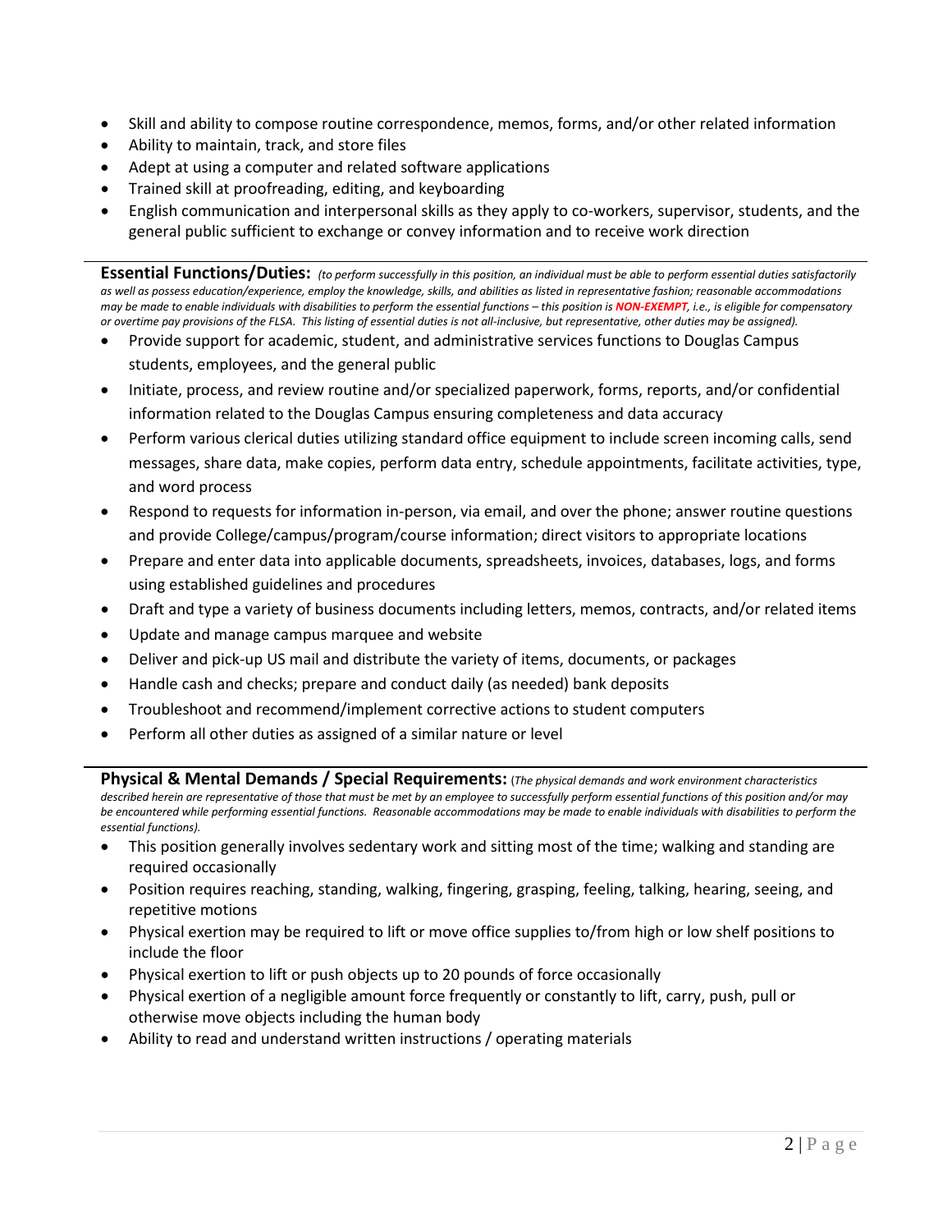- Skill and ability to compose routine correspondence, memos, forms, and/or other related information
- Ability to maintain, track, and store files
- Adept at using a computer and related software applications
- Trained skill at proofreading, editing, and keyboarding
- English communication and interpersonal skills as they apply to co-workers, supervisor, students, and the general public sufficient to exchange or convey information and to receive work direction

---

**Essential Functions/Duties:** *(to perform successfully in this position, an individual must be able to perform essential duties satisfactorily as well as possess education/experience, employ the knowledge, skills, and abilities as listed in representative fashion; reasonable accommodations may be made to enable individuals with disabilities to perform the essential functions – this position is **NON-EXEMPT**, i.e., is eligible for compensatory or overtime pay provisions of the FLSA. This listing of essential duties is not all-inclusive, but representative, other duties may be assigned).*

- Provide support for academic, student, and administrative services functions to Douglas Campus students, employees, and the general public
- Initiate, process, and review routine and/or specialized paperwork, forms, reports, and/or confidential information related to the Douglas Campus ensuring completeness and data accuracy
- Perform various clerical duties utilizing standard office equipment to include screen incoming calls, send messages, share data, make copies, perform data entry, schedule appointments, facilitate activities, type, and word process
- Respond to requests for information in-person, via email, and over the phone; answer routine questions and provide College/campus/program/course information; direct visitors to appropriate locations
- Prepare and enter data into applicable documents, spreadsheets, invoices, databases, logs, and forms using established guidelines and procedures
- Draft and type a variety of business documents including letters, memos, contracts, and/or related items
- Update and manage campus marquee and website
- Deliver and pick-up US mail and distribute the variety of items, documents, or packages
- Handle cash and checks; prepare and conduct daily (as needed) bank deposits
- Troubleshoot and recommend/implement corrective actions to student computers
- Perform all other duties as assigned of a similar nature or level

---

**Physical & Mental Demands / Special Requirements:** (*The physical demands and work environment characteristics described herein are representative of those that must be met by an employee to successfully perform essential functions of this position and/or may be encountered while performing essential functions. Reasonable accommodations may be made to enable individuals with disabilities to perform the essential functions).*

- This position generally involves sedentary work and sitting most of the time; walking and standing are required occasionally
- Position requires reaching, standing, walking, fingering, grasping, feeling, talking, hearing, seeing, and repetitive motions
- Physical exertion may be required to lift or move office supplies to/from high or low shelf positions to include the floor
- Physical exertion to lift or push objects up to 20 pounds of force occasionally
- Physical exertion of a negligible amount force frequently or constantly to lift, carry, push, pull or otherwise move objects including the human body
- Ability to read and understand written instructions / operating materials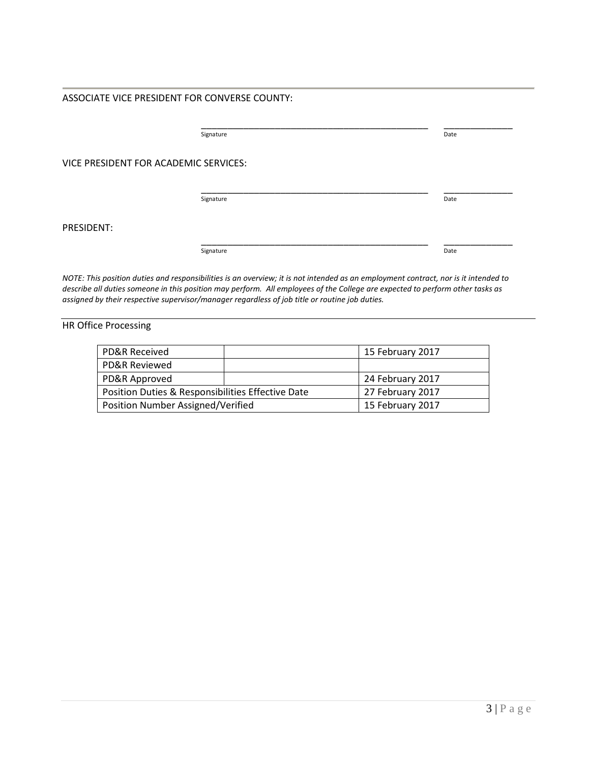ASSOCIATE VICE PRESIDENT FOR CONVERSE COUNTY:

_______________________________________________ _______________

Signature Date

VICE PRESIDENT FOR ACADEMIC SERVICES:

_______________________________________________ _______________

Signature Date

PRESIDENT:

_______________________________________________ _______________

Signature Date

*NOTE: This position duties and responsibilities is an overview; it is not intended as an employment contract, nor is it intended to describe all duties someone in this position may perform. All employees of the College are expected to perform other tasks as assigned by their respective supervisor/manager regardless of job title or routine job duties.*

## HR Office Processing

| | | |
|---|---|---|
| PD&R Received | | 15 February 2017 |
| PD&R Reviewed | | |
| PD&R Approved | | 24 February 2017 |
| Position Duties & Responsibilities Effective Date | | 27 February 2017 |
| Position Number Assigned/Verified | | 15 February 2017 |